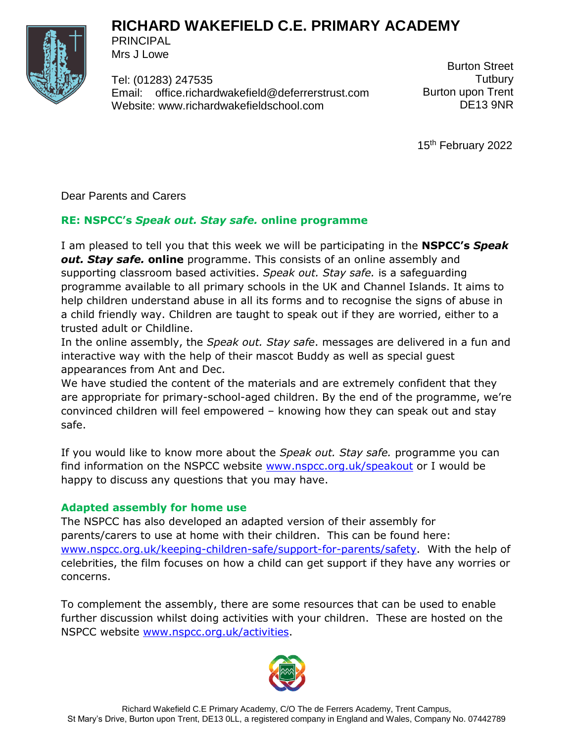# RICHARD WAKEFIELD C.E. PRIMARY ACADEMY

PRINCIPAL
Mrs J Lowe

Tel: (01283) 247535
Email: office.richardwakefield@deferrerstrust.com
Website: www.richardwakefieldschool.com

Burton Street
Tutbury
Burton upon Trent
DE13 9NR

15th February 2022

Dear Parents and Carers

## RE: NSPCC's *Speak out. Stay safe.* online programme

I am pleased to tell you that this week we will be participating in the **NSPCC's *Speak out. Stay safe.* online** programme. This consists of an online assembly and supporting classroom based activities. *Speak out. Stay safe.* is a safeguarding programme available to all primary schools in the UK and Channel Islands. It aims to help children understand abuse in all its forms and to recognise the signs of abuse in a child friendly way. Children are taught to speak out if they are worried, either to a trusted adult or Childline.

In the online assembly, the *Speak out. Stay safe*. messages are delivered in a fun and interactive way with the help of their mascot Buddy as well as special guest appearances from Ant and Dec.

We have studied the content of the materials and are extremely confident that they are appropriate for primary-school-aged children. By the end of the programme, we're convinced children will feel empowered – knowing how they can speak out and stay safe.

If you would like to know more about the *Speak out. Stay safe.* programme you can find information on the NSPCC website www.nspcc.org.uk/speakout or I would be happy to discuss any questions that you may have.

## Adapted assembly for home use

The NSPCC has also developed an adapted version of their assembly for parents/carers to use at home with their children. This can be found here: www.nspcc.org.uk/keeping-children-safe/support-for-parents/safety. With the help of celebrities, the film focuses on how a child can get support if they have any worries or concerns.

To complement the assembly, there are some resources that can be used to enable further discussion whilst doing activities with your children. These are hosted on the NSPCC website www.nspcc.org.uk/activities.

Richard Wakefield C.E Primary Academy, C/O The de Ferrers Academy, Trent Campus, St Mary's Drive, Burton upon Trent, DE13 0LL, a registered company in England and Wales, Company No. 07442789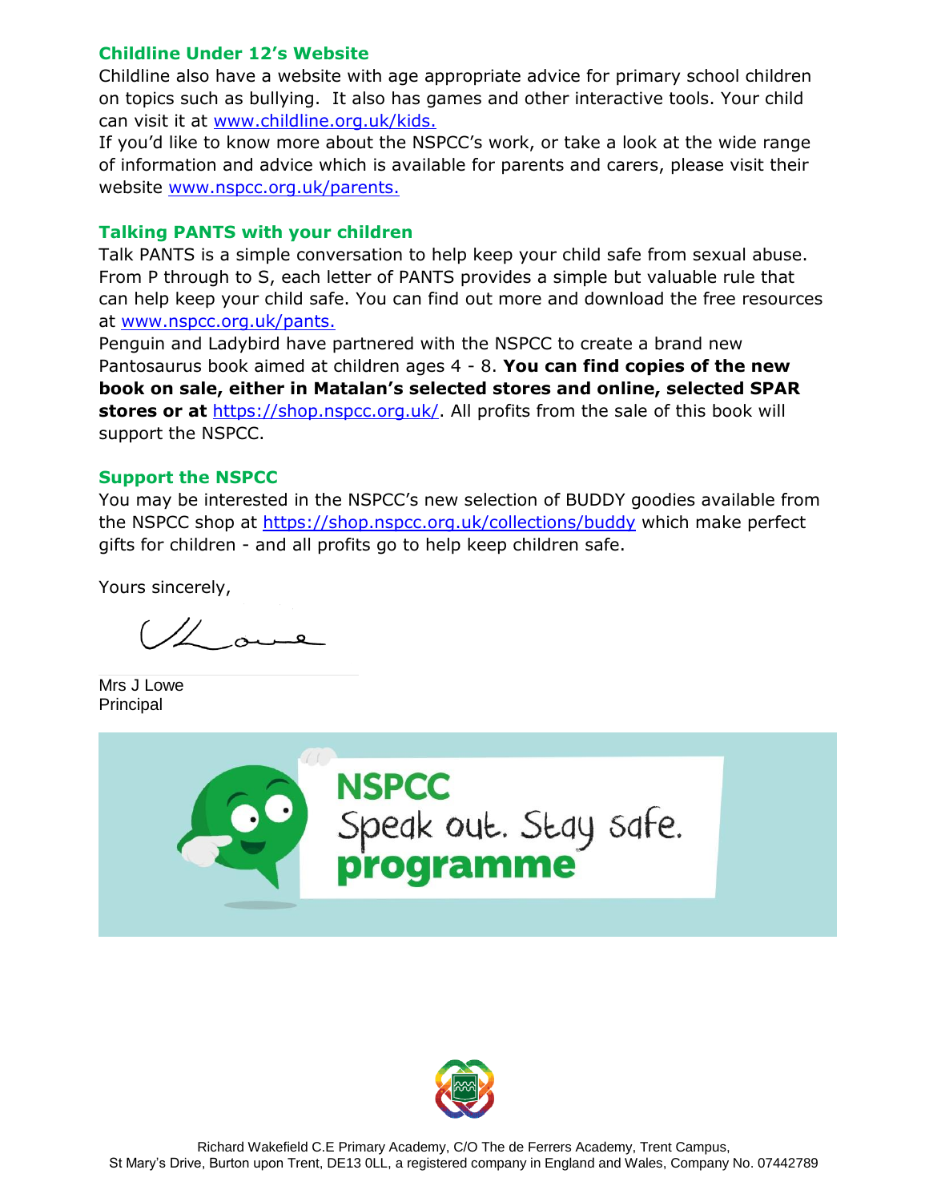### Childline Under 12's Website

Childline also have a website with age appropriate advice for primary school children on topics such as bullying. It also has games and other interactive tools. Your child can visit it at www.childline.org.uk/kids.

If you'd like to know more about the NSPCC's work, or take a look at the wide range of information and advice which is available for parents and carers, please visit their website www.nspcc.org.uk/parents.

### Talking PANTS with your children

Talk PANTS is a simple conversation to help keep your child safe from sexual abuse. From P through to S, each letter of PANTS provides a simple but valuable rule that can help keep your child safe. You can find out more and download the free resources at www.nspcc.org.uk/pants.

Penguin and Ladybird have partnered with the NSPCC to create a brand new Pantosaurus book aimed at children ages 4 - 8. **You can find copies of the new book on sale, either in Matalan's selected stores and online, selected SPAR stores or at** https://shop.nspcc.org.uk/. All profits from the sale of this book will support the NSPCC.

### Support the NSPCC

You may be interested in the NSPCC's new selection of BUDDY goodies available from the NSPCC shop at https://shop.nspcc.org.uk/collections/buddy which make perfect gifts for children - and all profits go to help keep children safe.

Yours sincerely,

Mrs J Lowe
Principal

**NSPCC**
Speak out. Stay safe.
**programme**

Richard Wakefield C.E Primary Academy, C/O The de Ferrers Academy, Trent Campus, St Mary's Drive, Burton upon Trent, DE13 0LL, a registered company in England and Wales, Company No. 07442789